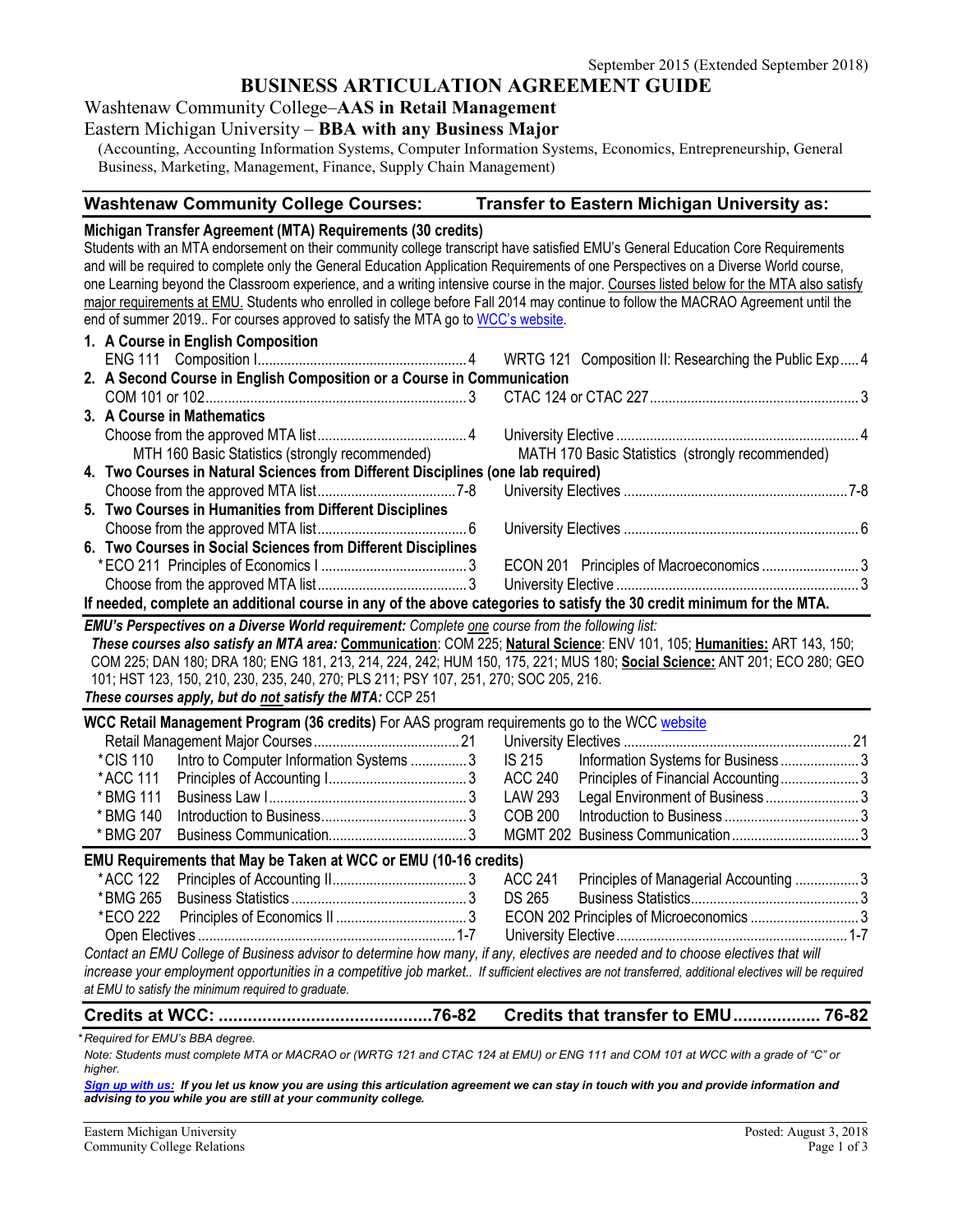September 2015 (Extended September 2018)

# BUSINESS ARTICULATION AGREEMENT GUIDE

## Washtenaw Community College–**AAS in Retail Management**
## Eastern Michigan University – **BBA with any Business Major**

(Accounting, Accounting Information Systems, Computer Information Systems, Economics, Entrepreneurship, General Business, Marketing, Management, Finance, Supply Chain Management)

| Washtenaw Community College Courses: | | Transfer to Eastern Michigan University as: | |
|---|---|---|---|
| **Michigan Transfer Agreement (MTA) Requirements (30 credits)** | | | |

Students with an MTA endorsement on their community college transcript have satisfied EMU's General Education Core Requirements and will be required to complete only the General Education Application Requirements of one Perspectives on a Diverse World course, one Learning beyond the Classroom experience, and a writing intensive course in the major. Courses listed below for the MTA also satisfy major requirements at EMU. Students who enrolled in college before Fall 2014 may continue to follow the MACRAO Agreement until the end of summer 2019.. For courses approved to satisfy the MTA go to WCC's website.

| WCC Course | Credits | EMU Course | Credits |
|---|---|---|---|
| **1. A Course in English Composition** | | | |
| ENG 111 Composition I | 4 | WRTG 121 Composition II: Researching the Public Exp | 4 |
| **2. A Second Course in English Composition or a Course in Communication** | | | |
| COM 101 or 102 | 3 | CTAC 124 or CTAC 227 | 3 |
| **3. A Course in Mathematics** | | | |
| Choose from the approved MTA list | 4 | University Elective | 4 |
| MTH 160 Basic Statistics (strongly recommended) | | MATH 170 Basic Statistics (strongly recommended) | |
| **4. Two Courses in Natural Sciences from Different Disciplines (one lab required)** | | | |
| Choose from the approved MTA list | 7-8 | University Electives | 7-8 |
| **5. Two Courses in Humanities from Different Disciplines** | | | |
| Choose from the approved MTA list | 6 | University Electives | 6 |
| **6. Two Courses in Social Sciences from Different Disciplines** | | | |
| *ECO 211 Principles of Economics I | 3 | ECON 201 Principles of Macroeconomics | 3 |
| Choose from the approved MTA list | 3 | University Elective | 3 |

**If needed, complete an additional course in any of the above categories to satisfy the 30 credit minimum for the MTA.**

***EMU's Perspectives on a Diverse World requirement:*** *Complete one course from the following list:*
***These courses also satisfy an MTA area:*** **Communication**: COM 225; **Natural Science**: ENV 101, 105; **Humanities:** ART 143, 150; COM 225; DAN 180; DRA 180; ENG 181, 213, 214, 224, 242; HUM 150, 175, 221; MUS 180; **Social Science:** ANT 201; ECO 280; GEO 101; HST 123, 150, 210, 230, 235, 240, 270; PLS 211; PSY 107, 251, 270; SOC 205, 216.
***These courses apply, but do not satisfy the MTA:*** CCP 251

**WCC Retail Management Program (36 credits)** For AAS program requirements go to the WCC website

| WCC Course | Credits | EMU Course | Credits |
|---|---|---|---|
| Retail Management Major Courses | 21 | University Electives | 21 |
| *CIS 110 Intro to Computer Information Systems | 3 | IS 215 Information Systems for Business | 3 |
| *ACC 111 Principles of Accounting I | 3 | ACC 240 Principles of Financial Accounting | 3 |
| *BMG 111 Business Law I | 3 | LAW 293 Legal Environment of Business | 3 |
| *BMG 140 Introduction to Business | 3 | COB 200 Introduction to Business | 3 |
| *BMG 207 Business Communication | 3 | MGMT 202 Business Communication | 3 |

**EMU Requirements that May be Taken at WCC or EMU (10-16 credits)**

| WCC Course | Credits | EMU Course | Credits |
|---|---|---|---|
| *ACC 122 Principles of Accounting II | 3 | ACC 241 Principles of Managerial Accounting | 3 |
| *BMG 265 Business Statistics | 3 | DS 265 Business Statistics | 3 |
| *ECO 222 Principles of Economics II | 3 | ECON 202 Principles of Microeconomics | 3 |
| Open Electives | 1-7 | University Elective | 1-7 |

*Contact an EMU College of Business advisor to determine how many, if any, electives are needed and to choose electives that will increase your employment opportunities in a competitive job market.. If sufficient electives are not transferred, additional electives will be required at EMU to satisfy the minimum required to graduate.*

| **Credits at WCC:** | **76-82** | **Credits that transfer to EMU** | **76-82** |
|---|---|---|---|

*\*Required for EMU's BBA degree.*

*Note: Students must complete MTA or MACRAO or (WRTG 121 and CTAC 124 at EMU) or ENG 111 and COM 101 at WCC with a grade of "C" or higher.*

***Sign up with us:*** ***If you let us know you are using this articulation agreement we can stay in touch with you and provide information and advising to you while you are still at your community college.***

Eastern Michigan University
Community College Relations

Posted: August 3, 2018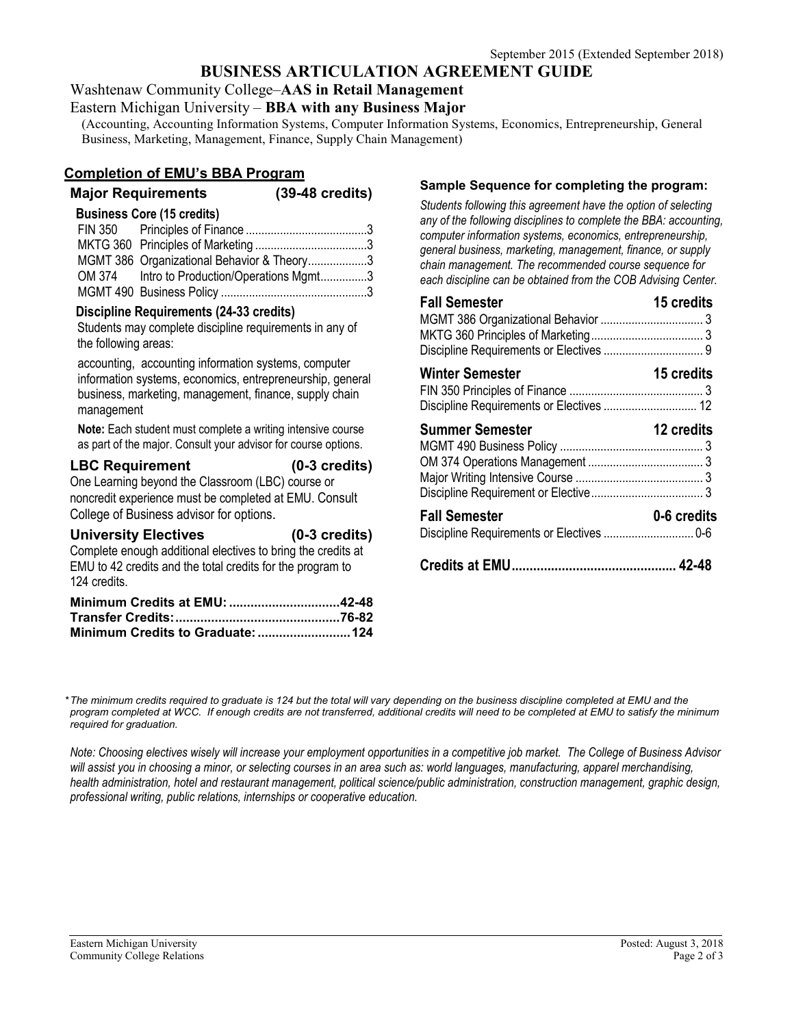September 2015 (Extended September 2018)

# BUSINESS ARTICULATION AGREEMENT GUIDE

Washtenaw Community College–**AAS in Retail Management**

Eastern Michigan University – **BBA with any Business Major**

(Accounting, Accounting Information Systems, Computer Information Systems, Economics, Entrepreneurship, General Business, Marketing, Management, Finance, Supply Chain Management)

## Completion of EMU's BBA Program

### Major Requirements (39-48 credits)

**Business Core (15 credits)**

| Course | Title | Credits |
|---|---|---|
| FIN 350 | Principles of Finance | 3 |
| MKTG 360 | Principles of Marketing | 3 |
| MGMT 386 | Organizational Behavior & Theory | 3 |
| OM 374 | Intro to Production/Operations Mgmt | 3 |
| MGMT 490 | Business Policy | 3 |

**Discipline Requirements (24-33 credits)**

Students may complete discipline requirements in any of the following areas:

accounting, accounting information systems, computer information systems, economics, entrepreneurship, general business, marketing, management, finance, supply chain management

**Note:** Each student must complete a writing intensive course as part of the major. Consult your advisor for course options.

### LBC Requirement (0-3 credits)

One Learning beyond the Classroom (LBC) course or noncredit experience must be completed at EMU. Consult College of Business advisor for options.

### University Electives (0-3 credits)

Complete enough additional electives to bring the credits at EMU to 42 credits and the total credits for the program to 124 credits.

| | |
|---|---|
| **Minimum Credits at EMU:** | **42-48** |
| **Transfer Credits:** | **76-82** |
| **Minimum Credits to Graduate:** | **124** |

### Sample Sequence for completing the program:

*Students following this agreement have the option of selecting any of the following disciplines to complete the BBA: accounting, computer information systems, economics, entrepreneurship, general business, marketing, management, finance, or supply chain management. The recommended course sequence for each discipline can be obtained from the COB Advising Center.*

**Fall Semester — 15 credits**

| Course | Credits |
|---|---|
| MGMT 386 Organizational Behavior | 3 |
| MKTG 360 Principles of Marketing | 3 |
| Discipline Requirements or Electives | 9 |

**Winter Semester — 15 credits**

| Course | Credits |
|---|---|
| FIN 350 Principles of Finance | 3 |
| Discipline Requirements or Electives | 12 |

**Summer Semester — 12 credits**

| Course | Credits |
|---|---|
| MGMT 490 Business Policy | 3 |
| OM 374 Operations Management | 3 |
| Major Writing Intensive Course | 3 |
| Discipline Requirement or Elective | 3 |

**Fall Semester — 0-6 credits**

| Course | Credits |
|---|---|
| Discipline Requirements or Electives | 0-6 |

**Credits at EMU: 42-48**

**\*** *The minimum credits required to graduate is 124 but the total will vary depending on the business discipline completed at EMU and the program completed at WCC. If enough credits are not transferred, additional credits will need to be completed at EMU to satisfy the minimum required for graduation.*

*Note: Choosing electives wisely will increase your employment opportunities in a competitive job market. The College of Business Advisor will assist you in choosing a minor, or selecting courses in an area such as: world languages, manufacturing, apparel merchandising, health administration, hotel and restaurant management, political science/public administration, construction management, graphic design, professional writing, public relations, internships or cooperative education.*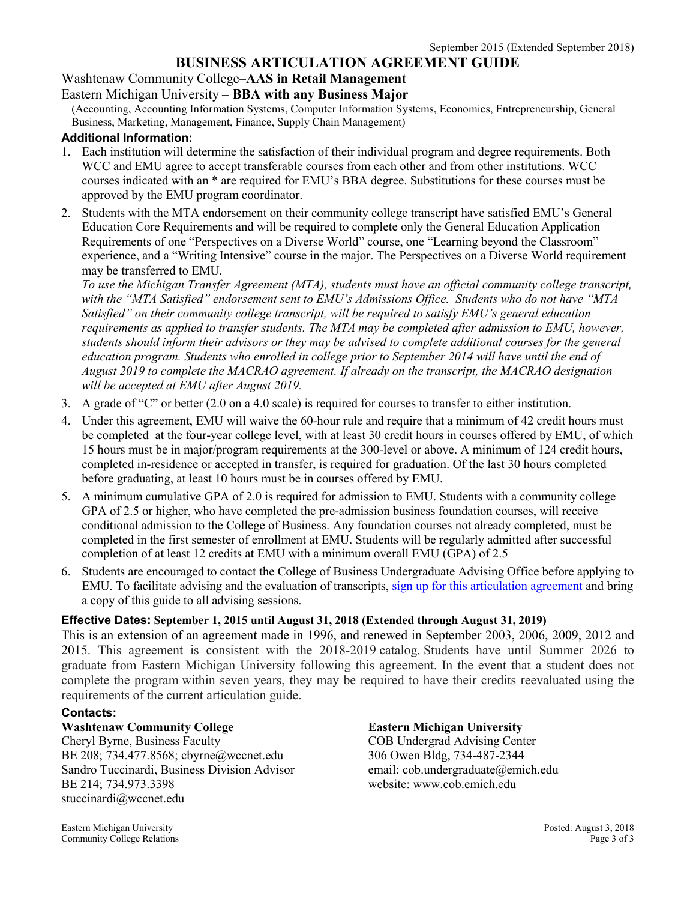September 2015 (Extended September 2018)

# BUSINESS ARTICULATION AGREEMENT GUIDE

Washtenaw Community College–**AAS in Retail Management**

Eastern Michigan University – **BBA with any Business Major**

(Accounting, Accounting Information Systems, Computer Information Systems, Economics, Entrepreneurship, General Business, Marketing, Management, Finance, Supply Chain Management)

### Additional Information:

1. Each institution will determine the satisfaction of their individual program and degree requirements. Both WCC and EMU agree to accept transferable courses from each other and from other institutions. WCC courses indicated with an * are required for EMU's BBA degree. Substitutions for these courses must be approved by the EMU program coordinator.
2. Students with the MTA endorsement on their community college transcript have satisfied EMU's General Education Core Requirements and will be required to complete only the General Education Application Requirements of one "Perspectives on a Diverse World" course, one "Learning beyond the Classroom" experience, and a "Writing Intensive" course in the major. The Perspectives on a Diverse World requirement may be transferred to EMU.
   *To use the Michigan Transfer Agreement (MTA), students must have an official community college transcript, with the "MTA Satisfied" endorsement sent to EMU's Admissions Office. Students who do not have "MTA Satisfied" on their community college transcript, will be required to satisfy EMU's general education requirements as applied to transfer students. The MTA may be completed after admission to EMU, however, students should inform their advisors or they may be advised to complete additional courses for the general education program. Students who enrolled in college prior to September 2014 will have until the end of August 2019 to complete the MACRAO agreement. If already on the transcript, the MACRAO designation will be accepted at EMU after August 2019.*
3. A grade of "C" or better (2.0 on a 4.0 scale) is required for courses to transfer to either institution.
4. Under this agreement, EMU will waive the 60-hour rule and require that a minimum of 42 credit hours must be completed at the four-year college level, with at least 30 credit hours in courses offered by EMU, of which 15 hours must be in major/program requirements at the 300-level or above. A minimum of 124 credit hours, completed in-residence or accepted in transfer, is required for graduation. Of the last 30 hours completed before graduating, at least 10 hours must be in courses offered by EMU.
5. A minimum cumulative GPA of 2.0 is required for admission to EMU. Students with a community college GPA of 2.5 or higher, who have completed the pre-admission business foundation courses, will receive conditional admission to the College of Business. Any foundation courses not already completed, must be completed in the first semester of enrollment at EMU. Students will be regularly admitted after successful completion of at least 12 credits at EMU with a minimum overall EMU (GPA) of 2.5
6. Students are encouraged to contact the College of Business Undergraduate Advising Office before applying to EMU. To facilitate advising and the evaluation of transcripts, sign up for this articulation agreement and bring a copy of this guide to all advising sessions.

**Effective Dates: September 1, 2015 until August 31, 2018 (Extended through August 31, 2019)**

This is an extension of an agreement made in 1996, and renewed in September 2003, 2006, 2009, 2012 and 2015. This agreement is consistent with the 2018-2019 catalog. Students have until Summer 2026 to graduate from Eastern Michigan University following this agreement. In the event that a student does not complete the program within seven years, they may be required to have their credits reevaluated using the requirements of the current articulation guide.

### Contacts:

**Washtenaw Community College**
Cheryl Byrne, Business Faculty
BE 208; 734.477.8568; cbyrne@wccnet.edu
Sandro Tuccinardi, Business Division Advisor
BE 214; 734.973.3398
stuccinardi@wccnet.edu

**Eastern Michigan University**
COB Undergrad Advising Center
306 Owen Bldg, 734-487-2344
email: cob.undergraduate@emich.edu
website: www.cob.emich.edu

Eastern Michigan University
Community College Relations

Posted: August 3, 2018